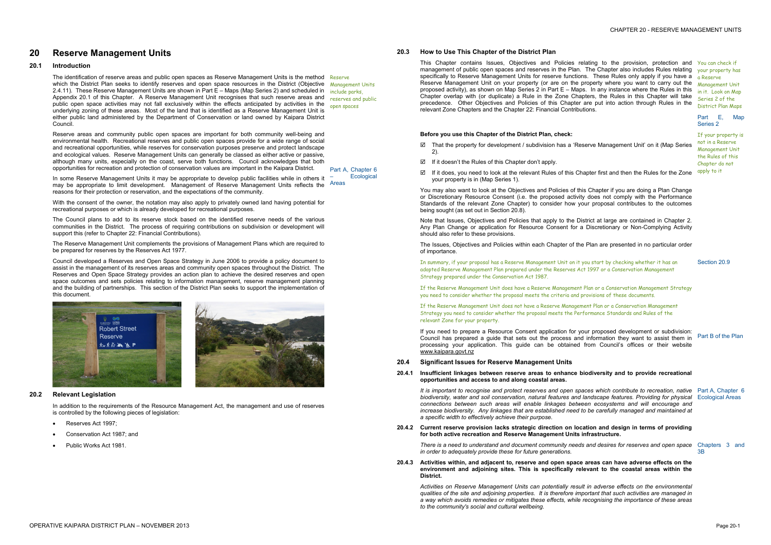# 20 Reserve Management Units

## 20.1 Introduction

The identification of reserve areas and public open spaces as Reserve Management Units is the method which the District Plan seeks to identify reserves and open space resources in the District (Objective 2.4.11). These Reserve Management Units are shown in Part E – Maps (Map Series 2) and scheduled in Appendix 20.1 of this Chapter. A Reserve Management Unit recognises that such reserve areas and public open space activities may not fall exclusively within the effects anticipated by activities in the underlying zoning of these areas. Most of the land that is identified as a Reserve Management Unit is either public land administered by the Department of Conservation or land owned by Kaipara District Council.

Reserve Management Units include parks, reserves and public open spaces

Reserve areas and community public open spaces are important for both community well-being and environmental health. Recreational reserves and public open spaces provide for a wide range of social and recreational opportunities, while reserves for conservation purposes preserve and protect landscape and ecological values. Reserve Management Units can generally be classed as either active or passive, although many units, especially on the coast, serve both functions. Council acknowledges that both opportunities for recreation and protection of conservation values are important in the Kaipara District.

Part A, Chapter 6 – Ecological Areas

In some Reserve Management Units it may be appropriate to develop public facilities while in others it may be appropriate to limit development. Management of Reserve Management Units reflects the reasons for their protection or reservation, and the expectations of the community.

With the consent of the owner, the notation may also apply to privately owned land having potential for recreational purposes or which is already developed for recreational purposes.

The Council plans to add to its reserve stock based on the identified reserve needs of the various communities in the District. The process of requiring contributions on subdivision or development will support this (refer to Chapter 22: Financial Contributions).

The Reserve Management Unit complements the provisions of Management Plans which are required to be prepared for reserves by the Reserves Act 1977.

Council developed a Reserves and Open Space Strategy in June 2006 to provide a policy document to assist in the management of its reserves areas and community open spaces throughout the District. The Reserves and Open Space Strategy provides an action plan to achieve the desired reserves and open space outcomes and sets policies relating to information management, reserve management planning and the building of partnerships. This section of the District Plan seeks to support the implementation of this document.

## 20.2 Relevant Legislation

In addition to the requirements of the Resource Management Act, the management and use of reserves is controlled by the following pieces of legislation:

- Reserves Act 1997;
- Conservation Act 1987; and
- Public Works Act 1981.

## 20.3 How to Use This Chapter of the District Plan

This Chapter contains Issues, Objectives and Policies relating to the provision, protection and management of public open spaces and reserves in the Plan. The Chapter also includes Rules relating specifically to Reserve Management Units for reserve functions. These Rules only apply if you have a Reserve Management Unit on your property (or are on the property where you want to carry out the proposed activity), as shown on Map Series 2 in Part E – Maps. In any instance where the Rules in this Chapter overlap with (or duplicate) a Rule in the Zone Chapters, the Rules in this Chapter will take precedence. Other Objectives and Policies of this Chapter are put into action through Rules in the relevant Zone Chapters and the Chapter 22: Financial Contributions.

You can check if your property has a Reserve Management Unit in it. Look on Map Series 2 of the District Plan Maps

Part E, Map Series 2

**Before you use this Chapter of the District Plan, check:**

- ☑ That the property for development / subdivision has a 'Reserve Management Unit' on it (Map Series 2).
- ☑ If it doesn't the Rules of this Chapter don't apply.
- ☑ If it does, you need to look at the relevant Rules of this Chapter first and then the Rules for the Zone your property is in (Map Series 1).

If your property is not in a Reserve Management Unit the Rules of this Chapter do not apply to it

You may also want to look at the Objectives and Policies of this Chapter if you are doing a Plan Change or Discretionary Resource Consent (i.e. the proposed activity does not comply with the Performance Standards of the relevant Zone Chapter) to consider how your proposal contributes to the outcomes being sought (as set out in Section 20.8).

Note that Issues, Objectives and Policies that apply to the District at large are contained in Chapter 2. Any Plan Change or application for Resource Consent for a Discretionary or Non-Complying Activity should also refer to these provisions.

The Issues, Objectives and Policies within each Chapter of the Plan are presented in no particular order of importance.

In summary, if your proposal has a Reserve Management Unit on it you start by checking whether it has an adopted Reserve Management Plan prepared under the Reserves Act 1997 or a Conservation Management Strategy prepared under the Conservation Act 1987.

Section 20.9

If the Reserve Management Unit does have a Reserve Management Plan or a Conservation Management Strategy you need to consider whether the proposal meets the criteria and provisions of these documents.

If the Reserve Management Unit does not have a Reserve Management Plan or a Conservation Management Strategy you need to consider whether the proposal meets the Performance Standards and Rules of the relevant Zone for your property.

If you need to prepare a Resource Consent application for your proposed development or subdivision: Council has prepared a guide that sets out the process and information they want to assist them in processing your application. This guide can be obtained from Council's offices or their website www.kaipara.govt.nz

Part B of the Plan

## 20.4 Significant Issues for Reserve Management Units

### 20.4.1 Insufficient linkages between reserve areas to enhance biodiversity and to provide recreational opportunities and access to and along coastal areas.

*It is important to recognise and protect reserves and open spaces which contribute to recreation, native biodiversity, water and soil conservation, natural features and landscape features. Providing for physical connections between such areas will enable linkages between ecosystems and will encourage and increase biodiversity. Any linkages that are established need to be carefully managed and maintained at a specific width to effectively achieve their purpose.*

Part A, Chapter 6 Ecological Areas

### 20.4.2 Current reserve provision lacks strategic direction on location and design in terms of providing for both active recreation and Reserve Management Units infrastructure.

*There is a need to understand and document community needs and desires for reserves and open space in order to adequately provide these for future generations.*

Chapters 3 and 3B

### 20.4.3 Activities within, and adjacent to, reserve and open space areas can have adverse effects on the environment and adjoining sites. This is specifically relevant to the coastal areas within the District.

*Activities on Reserve Management Units can potentially result in adverse effects on the environmental qualities of the site and adjoining properties. It is therefore important that such activities are managed in a way which avoids remedies or mitigates these effects, while recognising the importance of these areas to the community's social and cultural wellbeing.*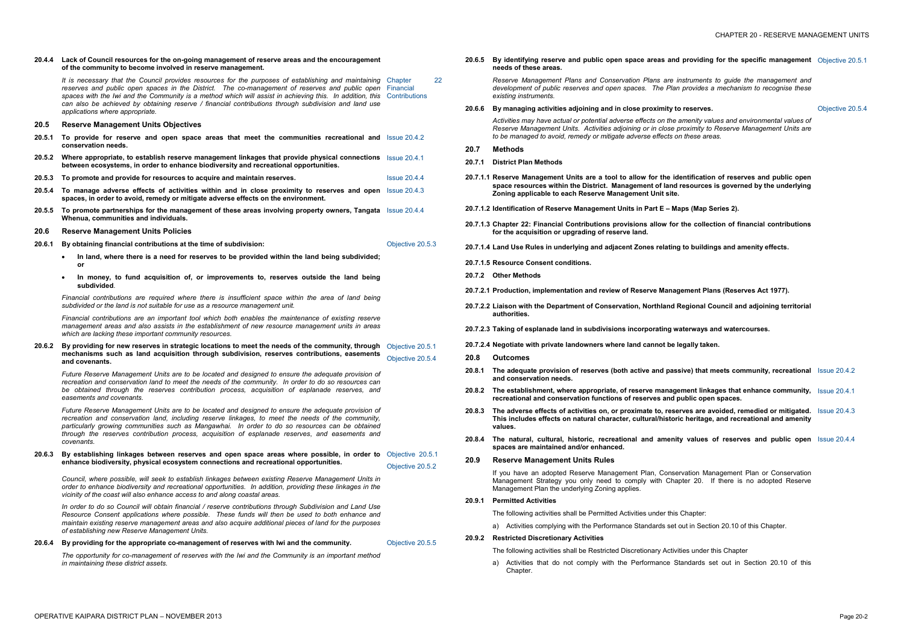**20.4.4 Lack of Council resources for the on-going management of reserve areas and the encouragement of the community to become involved in reserve management.**

*It is necessary that the Council provides resources for the purposes of establishing and maintaining reserves and public open spaces in the District. The co-management of reserves and public open spaces with the Iwi and the Community is a method which will assist in achieving this. In addition, this can also be achieved by obtaining reserve / financial contributions through subdivision and land use applications where appropriate.* — Chapter 22 Financial Contributions

## 20.5 Reserve Management Units Objectives

**20.5.1 To provide for reserve and open space areas that meet the communities recreational and conservation needs.** — Issue 20.4.2

**20.5.2 Where appropriate, to establish reserve management linkages that provide physical connections between ecosystems, in order to enhance biodiversity and recreational opportunities.** — Issue 20.4.1

**20.5.3 To promote and provide for resources to acquire and maintain reserves.** — Issue 20.4.4

**20.5.4 To manage adverse effects of activities within and in close proximity to reserves and open spaces, in order to avoid, remedy or mitigate adverse effects on the environment.** — Issue 20.4.3

**20.5.5 To promote partnerships for the management of these areas involving property owners, Tangata Whenua, communities and individuals.** — Issue 20.4.4

## 20.6 Reserve Management Units Policies

**20.6.1 By obtaining financial contributions at the time of subdivision:** — Objective 20.5.3

- **In land, where there is a need for reserves to be provided within the land being subdivided; or**
- **In money, to fund acquisition of, or improvements to, reserves outside the land being subdivided**.

*Financial contributions are required where there is insufficient space within the area of land being subdivided or the land is not suitable for use as a resource management unit.*

*Financial contributions are an important tool which both enables the maintenance of existing reserve management areas and also assists in the establishment of new resource management units in areas which are lacking these important community resources.*

**20.6.2 By providing for new reserves in strategic locations to meet the needs of the community, through mechanisms such as land acquisition through subdivision, reserves contributions, easements and covenants.** — Objective 20.5.1, Objective 20.5.4

*Future Reserve Management Units are to be located and designed to ensure the adequate provision of recreation and conservation land to meet the needs of the community. In order to do so resources can be obtained through the reserves contribution process, acquisition of esplanade reserves, and easements and covenants.*

*Future Reserve Management Units are to be located and designed to ensure the adequate provision of recreation and conservation land, including reserve linkages, to meet the needs of the community, particularly growing communities such as Mangawhai. In order to do so resources can be obtained through the reserves contribution process, acquisition of esplanade reserves, and easements and covenants.*

**20.6.3 By establishing linkages between reserves and open space areas where possible, in order to enhance biodiversity, physical ecosystem connections and recreational opportunities.** — Objective 20.5.1, Objective 20.5.2

*Council, where possible, will seek to establish linkages between existing Reserve Management Units in order to enhance biodiversity and recreational opportunities. In addition, providing these linkages in the vicinity of the coast will also enhance access to and along coastal areas.*

*In order to do so Council will obtain financial / reserve contributions through Subdivision and Land Use Resource Consent applications where possible. These funds will then be used to both enhance and maintain existing reserve management areas and also acquire additional pieces of land for the purposes of establishing new Reserve Management Units.*

**20.6.4 By providing for the appropriate co-management of reserves with Iwi and the community.** — Objective 20.5.5

*The opportunity for co-management of reserves with the Iwi and the Community is an important method in maintaining these district assets.*

**20.6.5 By identifying reserve and public open space areas and providing for the specific management needs of these areas.** — Objective 20.5.1

*Reserve Management Plans and Conservation Plans are instruments to guide the management and development of public reserves and open spaces. The Plan provides a mechanism to recognise these existing instruments.*

**20.6.6 By managing activities adjoining and in close proximity to reserves.** — Objective 20.5.4

*Activities may have actual or potential adverse effects on the amenity values and environmental values of Reserve Management Units. Activities adjoining or in close proximity to Reserve Management Units are to be managed to avoid, remedy or mitigate adverse effects on these areas.*

## 20.7 Methods

### 20.7.1 District Plan Methods

**20.7.1.1 Reserve Management Units are a tool to allow for the identification of reserves and public open space resources within the District. Management of land resources is governed by the underlying Zoning applicable to each Reserve Management Unit site.**

**20.7.1.2 Identification of Reserve Management Units in Part E – Maps (Map Series 2).**

**20.7.1.3 Chapter 22: Financial Contributions provisions allow for the collection of financial contributions for the acquisition or upgrading of reserve land.**

**20.7.1.4 Land Use Rules in underlying and adjacent Zones relating to buildings and amenity effects.**

**20.7.1.5 Resource Consent conditions.**

### 20.7.2 Other Methods

**20.7.2.1 Production, implementation and review of Reserve Management Plans (Reserves Act 1977).**

**20.7.2.2 Liaison with the Department of Conservation, Northland Regional Council and adjoining territorial authorities.**

**20.7.2.3 Taking of esplanade land in subdivisions incorporating waterways and watercourses.**

**20.7.2.4 Negotiate with private landowners where land cannot be legally taken.**

## 20.8 Outcomes

**20.8.1 The adequate provision of reserves (both active and passive) that meets community, recreational and conservation needs.** — Issue 20.4.2

**20.8.2 The establishment, where appropriate, of reserve management linkages that enhance community, recreational and conservation functions of reserves and public open spaces.** — Issue 20.4.1

**20.8.3 The adverse effects of activities on, or proximate to, reserves are avoided, remedied or mitigated. This includes effects on natural character, cultural/historic heritage, and recreational and amenity values.** — Issue 20.4.3

**20.8.4 The natural, cultural, historic, recreational and amenity values of reserves and public open spaces are maintained and/or enhanced.** — Issue 20.4.4

## 20.9 Reserve Management Units Rules

If you have an adopted Reserve Management Plan, Conservation Management Plan or Conservation Management Strategy you only need to comply with Chapter 20. If there is no adopted Reserve Management Plan the underlying Zoning applies.

### 20.9.1 Permitted Activities

The following activities shall be Permitted Activities under this Chapter:

a) Activities complying with the Performance Standards set out in Section 20.10 of this Chapter.

### 20.9.2 Restricted Discretionary Activities

The following activities shall be Restricted Discretionary Activities under this Chapter

a) Activities that do not comply with the Performance Standards set out in Section 20.10 of this Chapter.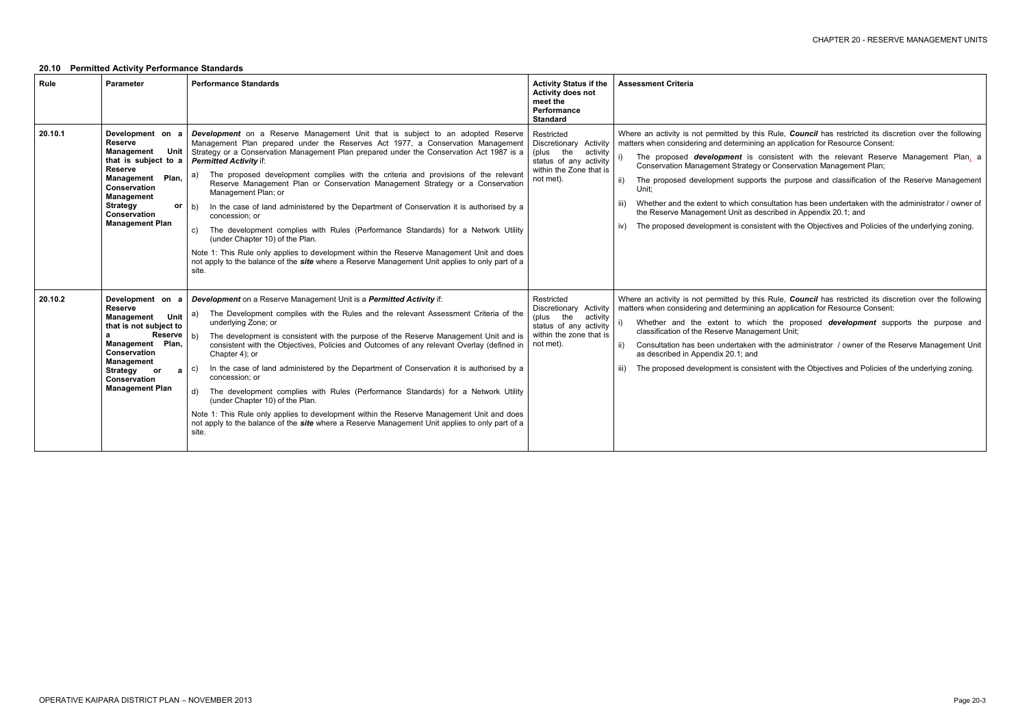## 20.10 Permitted Activity Performance Standards

| Rule | Parameter | Performance Standards | Activity Status if the Activity does not meet the Performance Standard | Assessment Criteria |
|---|---|---|---|---|
| 20.10.1 | **Development on a Reserve Management Unit that is subject to a Reserve Management Plan, Conservation Management Strategy or Conservation Management Plan** | ***Development*** on a Reserve Management Unit that is subject to an adopted Reserve Management Plan prepared under the Reserves Act 1977, a Conservation Management Strategy or a Conservation Management Plan prepared under the Conservation Act 1987 is a ***Permitted Activity*** if:<br>a) The proposed development complies with the criteria and provisions of the relevant Reserve Management Plan or Conservation Management Strategy or a Conservation Management Plan; or<br>b) In the case of land administered by the Department of Conservation it is authorised by a concession; or<br>c) The development complies with Rules (Performance Standards) for a Network Utility (under Chapter 10) of the Plan.<br>Note 1: This Rule only applies to development within the Reserve Management Unit and does not apply to the balance of the ***site*** where a Reserve Management Unit applies to only part of a site. | Restricted Discretionary Activity (plus the activity status of any activity within the Zone that is not met). | Where an activity is not permitted by this Rule, ***Council*** has restricted its discretion over the following matters when considering and determining an application for Resource Consent:<br>i) The proposed ***development*** is consistent with the relevant Reserve Management Plan, a Conservation Management Strategy or Conservation Management Plan;<br>ii) The proposed development supports the purpose and classification of the Reserve Management Unit;<br>iii) Whether and the extent to which consultation has been undertaken with the administrator / owner of the Reserve Management Unit as described in Appendix 20.1; and<br>iv) The proposed development is consistent with the Objectives and Policies of the underlying zoning. |
| 20.10.2 | **Development on a Reserve Management Unit that is not subject to a Reserve Management Plan, Conservation Management Strategy or a Conservation Management Plan** | ***Development*** on a Reserve Management Unit is a ***Permitted Activity*** if:<br>a) The Development complies with the Rules and the relevant Assessment Criteria of the underlying Zone; or<br>b) The development is consistent with the purpose of the Reserve Management Unit and is consistent with the Objectives, Policies and Outcomes of any relevant Overlay (defined in Chapter 4); or<br>c) In the case of land administered by the Department of Conservation it is authorised by a concession; or<br>d) The development complies with Rules (Performance Standards) for a Network Utility (under Chapter 10) of the Plan.<br>Note 1: This Rule only applies to development within the Reserve Management Unit and does not apply to the balance of the ***site*** where a Reserve Management Unit applies to only part of a site. | Restricted Discretionary Activity (plus the activity status of any activity within the zone that is not met). | Where an activity is not permitted by this Rule, ***Council*** has restricted its discretion over the following matters when considering and determining an application for Resource Consent:<br>i) Whether and the extent to which the proposed ***development*** supports the purpose and classification of the Reserve Management Unit;<br>ii) Consultation has been undertaken with the administrator / owner of the Reserve Management Unit as described in Appendix 20.1; and<br>iii) The proposed development is consistent with the Objectives and Policies of the underlying zoning. |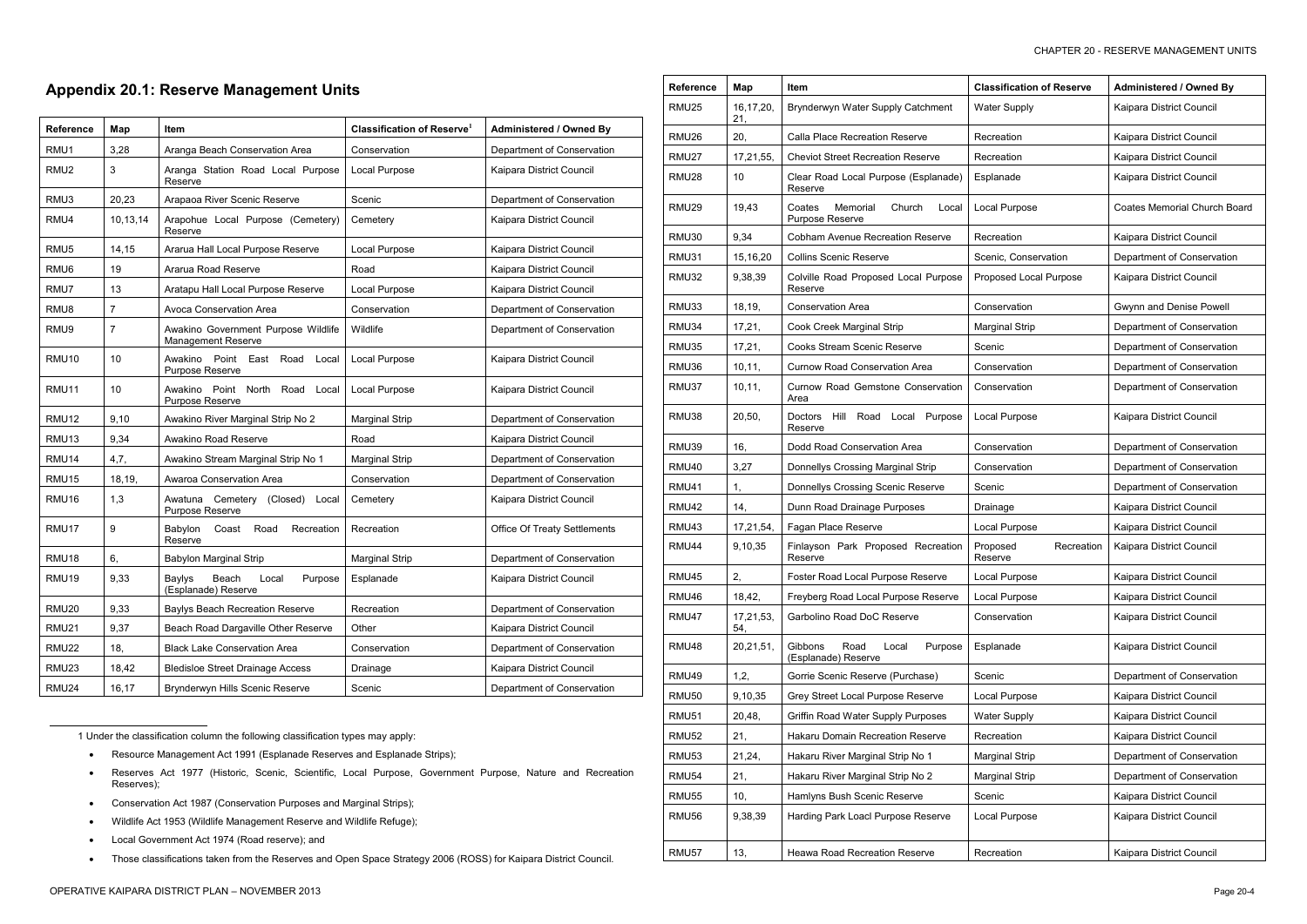## Appendix 20.1: Reserve Management Units

| Reference | Map | Item | Classification of Reserve[1] | Administered / Owned By |
|---|---|---|---|---|
| RMU1 | 3,28 | Aranga Beach Conservation Area | Conservation | Department of Conservation |
| RMU2 | 3 | Aranga Station Road Local Purpose Reserve | Local Purpose | Kaipara District Council |
| RMU3 | 20,23 | Arapaoa River Scenic Reserve | Scenic | Department of Conservation |
| RMU4 | 10,13,14 | Arapohue Local Purpose (Cemetery) Reserve | Cemetery | Kaipara District Council |
| RMU5 | 14,15 | Ararua Hall Local Purpose Reserve | Local Purpose | Kaipara District Council |
| RMU6 | 19 | Ararua Road Reserve | Road | Kaipara District Council |
| RMU7 | 13 | Aratapu Hall Local Purpose Reserve | Local Purpose | Kaipara District Council |
| RMU8 | 7 | Avoca Conservation Area | Conservation | Department of Conservation |
| RMU9 | 7 | Awakino Government Purpose Wildlife Management Reserve | Wildlife | Department of Conservation |
| RMU10 | 10 | Awakino Point East Road Local Purpose Reserve | Local Purpose | Kaipara District Council |
| RMU11 | 10 | Awakino Point North Road Local Purpose Reserve | Local Purpose | Kaipara District Council |
| RMU12 | 9,10 | Awakino River Marginal Strip No 2 | Marginal Strip | Department of Conservation |
| RMU13 | 9,34 | Awakino Road Reserve | Road | Kaipara District Council |
| RMU14 | 4,7, | Awakino Stream Marginal Strip No 1 | Marginal Strip | Department of Conservation |
| RMU15 | 18,19, | Awaroa Conservation Area | Conservation | Department of Conservation |
| RMU16 | 1,3 | Awatuna Cemetery (Closed) Local Purpose Reserve | Cemetery | Kaipara District Council |
| RMU17 | 9 | Babylon Coast Road Recreation Reserve | Recreation | Office Of Treaty Settlements |
| RMU18 | 6, | Babylon Marginal Strip | Marginal Strip | Department of Conservation |
| RMU19 | 9,33 | Baylys Beach Local Purpose (Esplanade) Reserve | Esplanade | Kaipara District Council |
| RMU20 | 9,33 | Baylys Beach Recreation Reserve | Recreation | Department of Conservation |
| RMU21 | 9,37 | Beach Road Dargaville Other Reserve | Other | Kaipara District Council |
| RMU22 | 18, | Black Lake Conservation Area | Conservation | Department of Conservation |
| RMU23 | 18,42 | Bledisloe Street Drainage Access | Drainage | Kaipara District Council |
| RMU24 | 16,17 | Brynderwyn Hills Scenic Reserve | Scenic | Department of Conservation |
| RMU25 | 16,17,20, 21, | Brynderwyn Water Supply Catchment | Water Supply | Kaipara District Council |
| RMU26 | 20, | Calla Place Recreation Reserve | Recreation | Kaipara District Council |
| RMU27 | 17,21,55, | Cheviot Street Recreation Reserve | Recreation | Kaipara District Council |
| RMU28 | 10 | Clear Road Local Purpose (Esplanade) Reserve | Esplanade | Kaipara District Council |
| RMU29 | 19,43 | Coates Memorial Church Local Purpose Reserve | Local Purpose | Coates Memorial Church Board |
| RMU30 | 9,34 | Cobham Avenue Recreation Reserve | Recreation | Kaipara District Council |
| RMU31 | 15,16,20 | Collins Scenic Reserve | Scenic, Conservation | Department of Conservation |
| RMU32 | 9,38,39 | Colville Road Proposed Local Purpose Reserve | Proposed Local Purpose | Kaipara District Council |
| RMU33 | 18,19, | Conservation Area | Conservation | Gwynn and Denise Powell |
| RMU34 | 17,21, | Cook Creek Marginal Strip | Marginal Strip | Department of Conservation |
| RMU35 | 17,21, | Cooks Stream Scenic Reserve | Scenic | Department of Conservation |
| RMU36 | 10,11, | Curnow Road Conservation Area | Conservation | Department of Conservation |
| RMU37 | 10,11, | Curnow Road Gemstone Conservation Area | Conservation | Department of Conservation |
| RMU38 | 20,50, | Doctors Hill Road Local Purpose Reserve | Local Purpose | Kaipara District Council |
| RMU39 | 16, | Dodd Road Conservation Area | Conservation | Department of Conservation |
| RMU40 | 3,27 | Donnellys Crossing Marginal Strip | Conservation | Department of Conservation |
| RMU41 | 1, | Donnellys Crossing Scenic Reserve | Scenic | Department of Conservation |
| RMU42 | 14, | Dunn Road Drainage Purposes | Drainage | Kaipara District Council |
| RMU43 | 17,21,54, | Fagan Place Reserve | Local Purpose | Kaipara District Council |
| RMU44 | 9,10,35 | Finlayson Park Proposed Recreation Reserve | Proposed Recreation Reserve | Kaipara District Council |
| RMU45 | 2, | Foster Road Local Purpose Reserve | Local Purpose | Kaipara District Council |
| RMU46 | 18,42, | Freyberg Road Local Purpose Reserve | Local Purpose | Kaipara District Council |
| RMU47 | 17,21,53, 54, | Garbolino Road DoC Reserve | Conservation | Kaipara District Council |
| RMU48 | 20,21,51, | Gibbons Road Local Purpose (Esplanade) Reserve | Esplanade | Kaipara District Council |
| RMU49 | 1,2, | Gorrie Scenic Reserve (Purchase) | Scenic | Department of Conservation |
| RMU50 | 9,10,35 | Grey Street Local Purpose Reserve | Local Purpose | Kaipara District Council |
| RMU51 | 20,48, | Griffin Road Water Supply Purposes | Water Supply | Kaipara District Council |
| RMU52 | 21, | Hakaru Domain Recreation Reserve | Recreation | Kaipara District Council |
| RMU53 | 21,24, | Hakaru River Marginal Strip No 1 | Marginal Strip | Department of Conservation |
| RMU54 | 21, | Hakaru River Marginal Strip No 2 | Marginal Strip | Department of Conservation |
| RMU55 | 10, | Hamlyns Bush Scenic Reserve | Scenic | Kaipara District Council |
| RMU56 | 9,38,39 | Harding Park Loacl Purpose Reserve | Local Purpose | Kaipara District Council |
| RMU57 | 13, | Heawa Road Recreation Reserve | Recreation | Kaipara District Council |

1 Under the classification column the following classification types may apply:

- Resource Management Act 1991 (Esplanade Reserves and Esplanade Strips);
- Reserves Act 1977 (Historic, Scenic, Scientific, Local Purpose, Government Purpose, Nature and Recreation Reserves);
- Conservation Act 1987 (Conservation Purposes and Marginal Strips);
- Wildlife Act 1953 (Wildlife Management Reserve and Wildlife Refuge);
- Local Government Act 1974 (Road reserve); and
- Those classifications taken from the Reserves and Open Space Strategy 2006 (ROSS) for Kaipara District Council.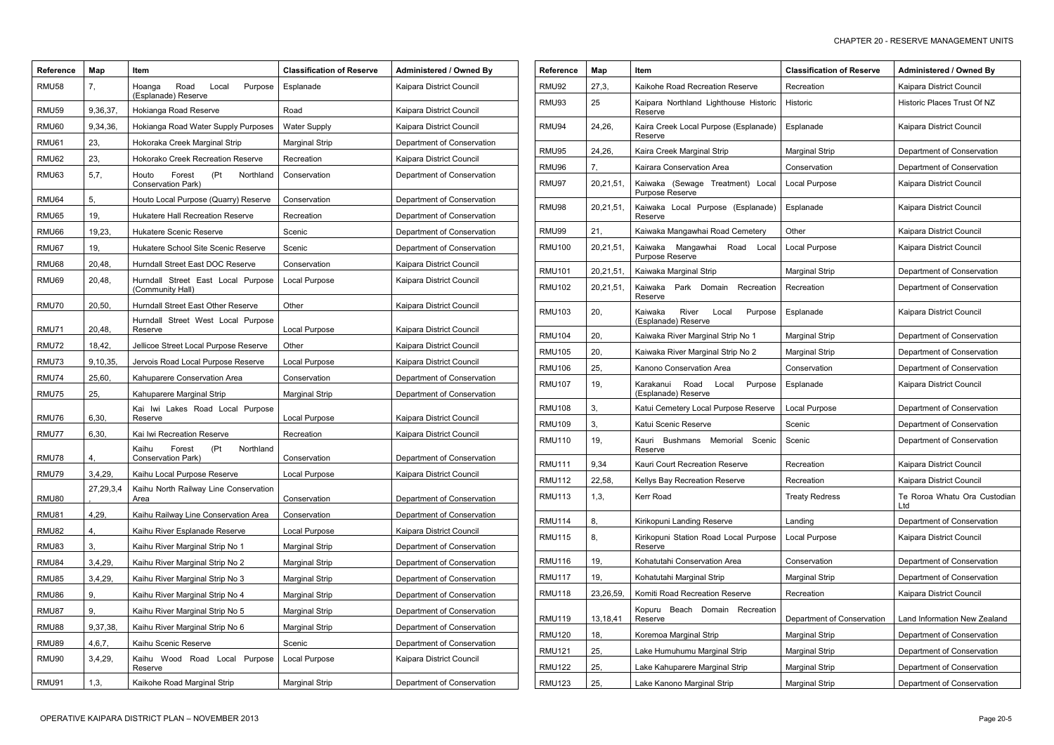| Reference | Map | Item | Classification of Reserve | Administered / Owned By |
|---|---|---|---|---|
| RMU58 | 7, | Hoanga Road Local Purpose (Esplanade) Reserve | Esplanade | Kaipara District Council |
| RMU59 | 9,36,37, | Hokianga Road Reserve | Road | Kaipara District Council |
| RMU60 | 9,34,36, | Hokianga Road Water Supply Purposes | Water Supply | Kaipara District Council |
| RMU61 | 23, | Hokoraka Creek Marginal Strip | Marginal Strip | Department of Conservation |
| RMU62 | 23, | Hokorako Creek Recreation Reserve | Recreation | Kaipara District Council |
| RMU63 | 5,7, | Houto Forest (Pt Northland Conservation Park) | Conservation | Department of Conservation |
| RMU64 | 5, | Houto Local Purpose (Quarry) Reserve | Conservation | Department of Conservation |
| RMU65 | 19, | Hukatere Hall Recreation Reserve | Recreation | Department of Conservation |
| RMU66 | 19,23, | Hukatere Scenic Reserve | Scenic | Department of Conservation |
| RMU67 | 19, | Hukatere School Site Scenic Reserve | Scenic | Department of Conservation |
| RMU68 | 20,48, | Hurndall Street East DOC Reserve | Conservation | Kaipara District Council |
| RMU69 | 20,48, | Hurndall Street East Local Purpose (Community Hall) | Local Purpose | Kaipara District Council |
| RMU70 | 20,50, | Hurndall Street East Other Reserve | Other | Kaipara District Council |
| RMU71 | 20,48, | Hurndall Street West Local Purpose Reserve | Local Purpose | Kaipara District Council |
| RMU72 | 18,42, | Jellicoe Street Local Purpose Reserve | Other | Kaipara District Council |
| RMU73 | 9,10,35, | Jervois Road Local Purpose Reserve | Local Purpose | Kaipara District Council |
| RMU74 | 25,60, | Kahuparere Conservation Area | Conservation | Department of Conservation |
| RMU75 | 25, | Kahuparere Marginal Strip | Marginal Strip | Department of Conservation |
| RMU76 | 6,30, | Kai Iwi Lakes Road Local Purpose Reserve | Local Purpose | Kaipara District Council |
| RMU77 | 6,30, | Kai Iwi Recreation Reserve | Recreation | Kaipara District Council |
| RMU78 | 4, | Kaihu Forest (Pt Northland Conservation Park) | Conservation | Department of Conservation |
| RMU79 | 3,4,29, | Kaihu Local Purpose Reserve | Local Purpose | Kaipara District Council |
| RMU80 | 27,29,3,4, | Kaihu North Railway Line Conservation Area | Conservation | Department of Conservation |
| RMU81 | 4,29, | Kaihu Railway Line Conservation Area | Conservation | Department of Conservation |
| RMU82 | 4, | Kaihu River Esplanade Reserve | Local Purpose | Kaipara District Council |
| RMU83 | 3, | Kaihu River Marginal Strip No 1 | Marginal Strip | Department of Conservation |
| RMU84 | 3,4,29, | Kaihu River Marginal Strip No 2 | Marginal Strip | Department of Conservation |
| RMU85 | 3,4,29, | Kaihu River Marginal Strip No 3 | Marginal Strip | Department of Conservation |
| RMU86 | 9, | Kaihu River Marginal Strip No 4 | Marginal Strip | Department of Conservation |
| RMU87 | 9, | Kaihu River Marginal Strip No 5 | Marginal Strip | Department of Conservation |
| RMU88 | 9,37,38, | Kaihu River Marginal Strip No 6 | Marginal Strip | Department of Conservation |
| RMU89 | 4,6,7, | Kaihu Scenic Reserve | Scenic | Department of Conservation |
| RMU90 | 3,4,29, | Kaihu Wood Road Local Purpose Reserve | Local Purpose | Kaipara District Council |
| RMU91 | 1,3, | Kaikohe Road Marginal Strip | Marginal Strip | Department of Conservation |
| RMU92 | 27,3, | Kaikohe Road Recreation Reserve | Recreation | Kaipara District Council |
| RMU93 | 25 | Kaipara Northland Lighthouse Historic Reserve | Historic | Historic Places Trust Of NZ |
| RMU94 | 24,26, | Kaira Creek Local Purpose (Esplanade) Reserve | Esplanade | Kaipara District Council |
| RMU95 | 24,26, | Kaira Creek Marginal Strip | Marginal Strip | Department of Conservation |
| RMU96 | 7, | Kairara Conservation Area | Conservation | Department of Conservation |
| RMU97 | 20,21,51, | Kaiwaka (Sewage Treatment) Local Purpose Reserve | Local Purpose | Kaipara District Council |
| RMU98 | 20,21,51, | Kaiwaka Local Purpose (Esplanade) Reserve | Esplanade | Kaipara District Council |
| RMU99 | 21, | Kaiwaka Mangawhai Road Cemetery | Other | Kaipara District Council |
| RMU100 | 20,21,51, | Kaiwaka Mangawhai Road Local Purpose Reserve | Local Purpose | Kaipara District Council |
| RMU101 | 20,21,51, | Kaiwaka Marginal Strip | Marginal Strip | Department of Conservation |
| RMU102 | 20,21,51, | Kaiwaka Park Domain Recreation Reserve | Recreation | Department of Conservation |
| RMU103 | 20, | Kaiwaka River Local Purpose (Esplanade) Reserve | Esplanade | Kaipara District Council |
| RMU104 | 20, | Kaiwaka River Marginal Strip No 1 | Marginal Strip | Department of Conservation |
| RMU105 | 20, | Kaiwaka River Marginal Strip No 2 | Marginal Strip | Department of Conservation |
| RMU106 | 25, | Kanono Conservation Area | Conservation | Department of Conservation |
| RMU107 | 19, | Karakanui Road Local Purpose (Esplanade) Reserve | Esplanade | Kaipara District Council |
| RMU108 | 3, | Katui Cemetery Local Purpose Reserve | Local Purpose | Department of Conservation |
| RMU109 | 3, | Katui Scenic Reserve | Scenic | Department of Conservation |
| RMU110 | 19, | Kauri Bushmans Memorial Scenic Reserve | Scenic | Department of Conservation |
| RMU111 | 9,34 | Kauri Court Recreation Reserve | Recreation | Kaipara District Council |
| RMU112 | 22,58, | Kellys Bay Recreation Reserve | Recreation | Kaipara District Council |
| RMU113 | 1,3, | Kerr Road | Treaty Redress | Te Roroa Whatu Ora Custodian Ltd |
| RMU114 | 8, | Kirikopuni Landing Reserve | Landing | Department of Conservation |
| RMU115 | 8, | Kirikopuni Station Road Local Purpose Reserve | Local Purpose | Kaipara District Council |
| RMU116 | 19, | Kohatutahi Conservation Area | Conservation | Department of Conservation |
| RMU117 | 19, | Kohatutahi Marginal Strip | Marginal Strip | Department of Conservation |
| RMU118 | 23,26,59, | Komiti Road Recreation Reserve | Recreation | Kaipara District Council |
| RMU119 | 13,18,41 | Kopuru Beach Domain Recreation Reserve | Department of Conservation | Land Information New Zealand |
| RMU120 | 18, | Koremoa Marginal Strip | Marginal Strip | Department of Conservation |
| RMU121 | 25, | Lake Humuhumu Marginal Strip | Marginal Strip | Department of Conservation |
| RMU122 | 25, | Lake Kahuparere Marginal Strip | Marginal Strip | Department of Conservation |
| RMU123 | 25, | Lake Kanono Marginal Strip | Marginal Strip | Department of Conservation |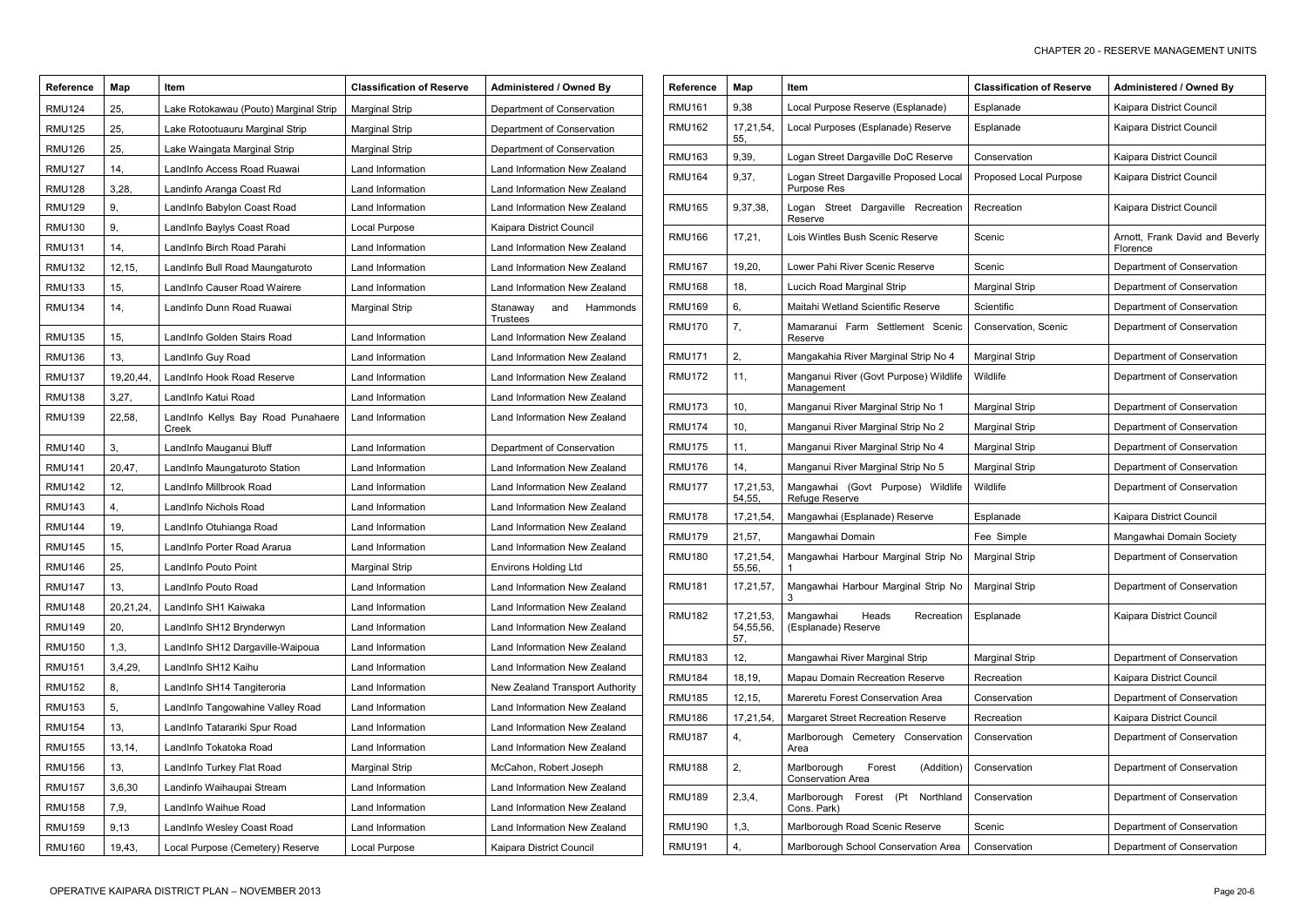| Reference | Map | Item | Classification of Reserve | Administered / Owned By |
|---|---|---|---|---|
| RMU124 | 25, | Lake Rotokawau (Pouto) Marginal Strip | Marginal Strip | Department of Conservation |
| RMU125 | 25, | Lake Rotootuauru Marginal Strip | Marginal Strip | Department of Conservation |
| RMU126 | 25, | Lake Waingata Marginal Strip | Marginal Strip | Department of Conservation |
| RMU127 | 14, | LandInfo Access Road Ruawai | Land Information | Land Information New Zealand |
| RMU128 | 3,28, | Landinfo Aranga Coast Rd | Land Information | Land Information New Zealand |
| RMU129 | 9, | LandInfo Babylon Coast Road | Land Information | Land Information New Zealand |
| RMU130 | 9, | LandInfo Baylys Coast Road | Local Purpose | Kaipara District Council |
| RMU131 | 14, | LandInfo Birch Road Parahi | Land Information | Land Information New Zealand |
| RMU132 | 12,15, | LandInfo Bull Road Maungaturoto | Land Information | Land Information New Zealand |
| RMU133 | 15, | LandInfo Causer Road Wairere | Land Information | Land Information New Zealand |
| RMU134 | 14, | LandInfo Dunn Road Ruawai | Marginal Strip | Stanaway and Hammonds Trustees |
| RMU135 | 15, | LandInfo Golden Stairs Road | Land Information | Land Information New Zealand |
| RMU136 | 13, | LandInfo Guy Road | Land Information | Land Information New Zealand |
| RMU137 | 19,20,44, | LandInfo Hook Road Reserve | Land Information | Land Information New Zealand |
| RMU138 | 3,27, | LandInfo Katui Road | Land Information | Land Information New Zealand |
| RMU139 | 22,58, | LandInfo Kellys Bay Road Punahaere Creek | Land Information | Land Information New Zealand |
| RMU140 | 3, | LandInfo Mauganui Bluff | Land Information | Department of Conservation |
| RMU141 | 20,47, | LandInfo Maungaturoto Station | Land Information | Land Information New Zealand |
| RMU142 | 12, | LandInfo Millbrook Road | Land Information | Land Information New Zealand |
| RMU143 | 4, | LandInfo Nichols Road | Land Information | Land Information New Zealand |
| RMU144 | 19, | LandInfo Otuhianga Road | Land Information | Land Information New Zealand |
| RMU145 | 15, | LandInfo Porter Road Ararua | Land Information | Land Information New Zealand |
| RMU146 | 25, | LandInfo Pouto Point | Marginal Strip | Environs Holding Ltd |
| RMU147 | 13, | LandInfo Pouto Road | Land Information | Land Information New Zealand |
| RMU148 | 20,21,24, | LandInfo SH1 Kaiwaka | Land Information | Land Information New Zealand |
| RMU149 | 20, | LandInfo SH12 Brynderwyn | Land Information | Land Information New Zealand |
| RMU150 | 1,3, | LandInfo SH12 Dargaville-Waipoua | Land Information | Land Information New Zealand |
| RMU151 | 3,4,29, | LandInfo SH12 Kaihu | Land Information | Land Information New Zealand |
| RMU152 | 8, | LandInfo SH14 Tangiteroria | Land Information | New Zealand Transport Authority |
| RMU153 | 5, | LandInfo Tangowahine Valley Road | Land Information | Land Information New Zealand |
| RMU154 | 13, | LandInfo Tatarariki Spur Road | Land Information | Land Information New Zealand |
| RMU155 | 13,14, | LandInfo Tokatoka Road | Land Information | Land Information New Zealand |
| RMU156 | 13, | LandInfo Turkey Flat Road | Marginal Strip | McCahon, Robert Joseph |
| RMU157 | 3,6,30 | Landinfo Waihaupai Stream | Land Information | Land Information New Zealand |
| RMU158 | 7,9, | LandInfo Waihue Road | Land Information | Land Information New Zealand |
| RMU159 | 9,13 | LandInfo Wesley Coast Road | Land Information | Land Information New Zealand |
| RMU160 | 19,43, | Local Purpose (Cemetery) Reserve | Local Purpose | Kaipara District Council |
| RMU161 | 9,38 | Local Purpose Reserve (Esplanade) | Esplanade | Kaipara District Council |
| RMU162 | 17,21,54, 55, | Local Purposes (Esplanade) Reserve | Esplanade | Kaipara District Council |
| RMU163 | 9,39, | Logan Street Dargaville DoC Reserve | Conservation | Kaipara District Council |
| RMU164 | 9,37, | Logan Street Dargaville Proposed Local Purpose Res | Proposed Local Purpose | Kaipara District Council |
| RMU165 | 9,37,38, | Logan Street Dargaville Recreation Reserve | Recreation | Kaipara District Council |
| RMU166 | 17,21, | Lois Wintles Bush Scenic Reserve | Scenic | Arnott, Frank David and Beverly Florence |
| RMU167 | 19,20, | Lower Pahi River Scenic Reserve | Scenic | Department of Conservation |
| RMU168 | 18, | Lucich Road Marginal Strip | Marginal Strip | Department of Conservation |
| RMU169 | 6, | Maitahi Wetland Scientific Reserve | Scientific | Department of Conservation |
| RMU170 | 7, | Mamaranui Farm Settlement Scenic Reserve | Conservation, Scenic | Department of Conservation |
| RMU171 | 2, | Mangakahia River Marginal Strip No 4 | Marginal Strip | Department of Conservation |
| RMU172 | 11, | Manganui River (Govt Purpose) Wildlife Management | Wildlife | Department of Conservation |
| RMU173 | 10, | Manganui River Marginal Strip No 1 | Marginal Strip | Department of Conservation |
| RMU174 | 10, | Manganui River Marginal Strip No 2 | Marginal Strip | Department of Conservation |
| RMU175 | 11, | Manganui River Marginal Strip No 4 | Marginal Strip | Department of Conservation |
| RMU176 | 14, | Manganui River Marginal Strip No 5 | Marginal Strip | Department of Conservation |
| RMU177 | 17,21,53, 54,55, | Mangawhai (Govt Purpose) Wildlife Refuge Reserve | Wildlife | Department of Conservation |
| RMU178 | 17,21,54, | Mangawhai (Esplanade) Reserve | Esplanade | Kaipara District Council |
| RMU179 | 21,57, | Mangawhai Domain | Fee Simple | Mangawhai Domain Society |
| RMU180 | 17,21,54, 55,56, | Mangawhai Harbour Marginal Strip No 1 | Marginal Strip | Department of Conservation |
| RMU181 | 17,21,57, | Mangawhai Harbour Marginal Strip No 3 | Marginal Strip | Department of Conservation |
| RMU182 | 17,21,53, 54,55,56, 57, | Mangawhai Heads Recreation (Esplanade) Reserve | Esplanade | Kaipara District Council |
| RMU183 | 12, | Mangawhai River Marginal Strip | Marginal Strip | Department of Conservation |
| RMU184 | 18,19, | Mapau Domain Recreation Reserve | Recreation | Kaipara District Council |
| RMU185 | 12,15, | Mareretu Forest Conservation Area | Conservation | Department of Conservation |
| RMU186 | 17,21,54, | Margaret Street Recreation Reserve | Recreation | Kaipara District Council |
| RMU187 | 4, | Marlborough Cemetery Conservation Area | Conservation | Department of Conservation |
| RMU188 | 2, | Marlborough Forest (Addition) Conservation Area | Conservation | Department of Conservation |
| RMU189 | 2,3,4, | Marlborough Forest (Pt Northland Cons. Park) | Conservation | Department of Conservation |
| RMU190 | 1,3, | Marlborough Road Scenic Reserve | Scenic | Department of Conservation |
| RMU191 | 4, | Marlborough School Conservation Area | Conservation | Department of Conservation |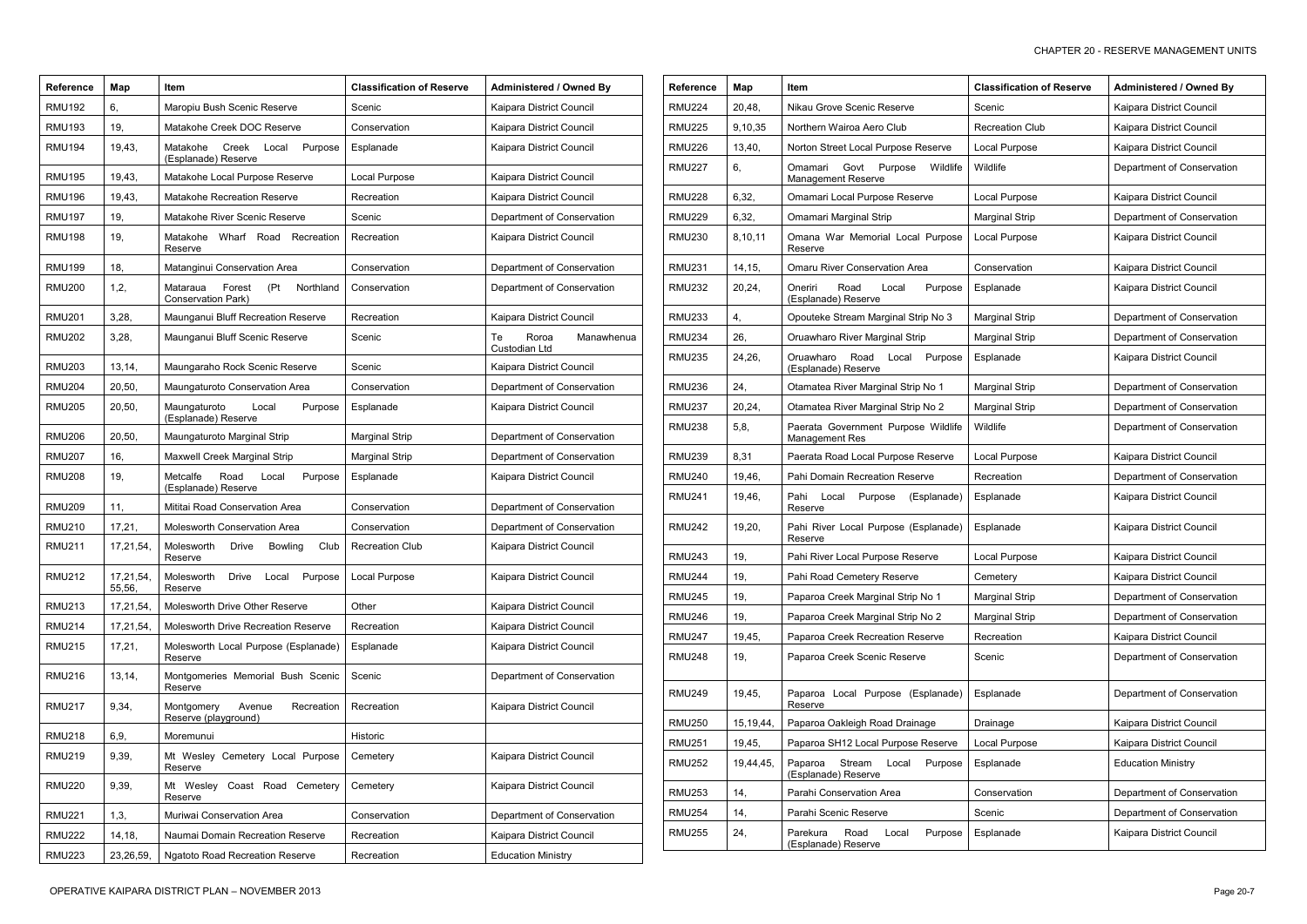| Reference | Map | Item | Classification of Reserve | Administered / Owned By |
|---|---|---|---|---|
| RMU192 | 6, | Maropiu Bush Scenic Reserve | Scenic | Kaipara District Council |
| RMU193 | 19, | Matakohe Creek DOC Reserve | Conservation | Kaipara District Council |
| RMU194 | 19,43, | Matakohe Creek Local Purpose (Esplanade) Reserve | Esplanade | Kaipara District Council |
| RMU195 | 19,43, | Matakohe Local Purpose Reserve | Local Purpose | Kaipara District Council |
| RMU196 | 19,43, | Matakohe Recreation Reserve | Recreation | Kaipara District Council |
| RMU197 | 19, | Matakohe River Scenic Reserve | Scenic | Department of Conservation |
| RMU198 | 19, | Matakohe Wharf Road Recreation Reserve | Recreation | Kaipara District Council |
| RMU199 | 18, | Matanginui Conservation Area | Conservation | Department of Conservation |
| RMU200 | 1,2, | Mataraua Forest (Pt Northland Conservation Park) | Conservation | Department of Conservation |
| RMU201 | 3,28, | Maunganui Bluff Recreation Reserve | Recreation | Kaipara District Council |
| RMU202 | 3,28, | Maunganui Bluff Scenic Reserve | Scenic | Te Roroa Manawhenua Custodian Ltd |
| RMU203 | 13,14, | Maungaraho Rock Scenic Reserve | Scenic | Kaipara District Council |
| RMU204 | 20,50, | Maungaturoto Conservation Area | Conservation | Department of Conservation |
| RMU205 | 20,50, | Maungaturoto Local Purpose (Esplanade) Reserve | Esplanade | Kaipara District Council |
| RMU206 | 20,50, | Maungaturoto Marginal Strip | Marginal Strip | Department of Conservation |
| RMU207 | 16, | Maxwell Creek Marginal Strip | Marginal Strip | Department of Conservation |
| RMU208 | 19, | Metcalfe Road Local Purpose (Esplanade) Reserve | Esplanade | Kaipara District Council |
| RMU209 | 11, | Mititai Road Conservation Area | Conservation | Department of Conservation |
| RMU210 | 17,21, | Molesworth Conservation Area | Conservation | Department of Conservation |
| RMU211 | 17,21,54, | Molesworth Drive Bowling Club Reserve | Recreation Club | Kaipara District Council |
| RMU212 | 17,21,54, 55,56, | Molesworth Drive Local Purpose Reserve | Local Purpose | Kaipara District Council |
| RMU213 | 17,21,54, | Molesworth Drive Other Reserve | Other | Kaipara District Council |
| RMU214 | 17,21,54, | Molesworth Drive Recreation Reserve | Recreation | Kaipara District Council |
| RMU215 | 17,21, | Molesworth Local Purpose (Esplanade) Reserve | Esplanade | Kaipara District Council |
| RMU216 | 13,14, | Montgomeries Memorial Bush Scenic Reserve | Scenic | Department of Conservation |
| RMU217 | 9,34, | Montgomery Avenue Recreation Reserve (playground) | Recreation | Kaipara District Council |
| RMU218 | 6,9, | Moremunui | Historic | |
| RMU219 | 9,39, | Mt Wesley Cemetery Local Purpose Reserve | Cemetery | Kaipara District Council |
| RMU220 | 9,39, | Mt Wesley Coast Road Cemetery Reserve | Cemetery | Kaipara District Council |
| RMU221 | 1,3, | Muriwai Conservation Area | Conservation | Department of Conservation |
| RMU222 | 14,18, | Naumai Domain Recreation Reserve | Recreation | Kaipara District Council |
| RMU223 | 23,26,59, | Ngatoto Road Recreation Reserve | Recreation | Education Ministry |
| RMU224 | 20,48, | Nikau Grove Scenic Reserve | Scenic | Kaipara District Council |
| RMU225 | 9,10,35 | Northern Wairoa Aero Club | Recreation Club | Kaipara District Council |
| RMU226 | 13,40, | Norton Street Local Purpose Reserve | Local Purpose | Kaipara District Council |
| RMU227 | 6, | Omamari Govt Purpose Wildlife Management Reserve | Wildlife | Department of Conservation |
| RMU228 | 6,32, | Omamari Local Purpose Reserve | Local Purpose | Kaipara District Council |
| RMU229 | 6,32, | Omamari Marginal Strip | Marginal Strip | Department of Conservation |
| RMU230 | 8,10,11 | Omana War Memorial Local Purpose Reserve | Local Purpose | Kaipara District Council |
| RMU231 | 14,15, | Omaru River Conservation Area | Conservation | Kaipara District Council |
| RMU232 | 20,24, | Oneriri Road Local Purpose (Esplanade) Reserve | Esplanade | Kaipara District Council |
| RMU233 | 4, | Opouteke Stream Marginal Strip No 3 | Marginal Strip | Department of Conservation |
| RMU234 | 26, | Oruawharo River Marginal Strip | Marginal Strip | Department of Conservation |
| RMU235 | 24,26, | Oruawharo Road Local Purpose (Esplanade) Reserve | Esplanade | Kaipara District Council |
| RMU236 | 24, | Otamatea River Marginal Strip No 1 | Marginal Strip | Department of Conservation |
| RMU237 | 20,24, | Otamatea River Marginal Strip No 2 | Marginal Strip | Department of Conservation |
| RMU238 | 5,8, | Paerata Government Purpose Wildlife Management Res | Wildlife | Department of Conservation |
| RMU239 | 8,31 | Paerata Road Local Purpose Reserve | Local Purpose | Kaipara District Council |
| RMU240 | 19,46, | Pahi Domain Recreation Reserve | Recreation | Department of Conservation |
| RMU241 | 19,46, | Pahi Local Purpose (Esplanade) Reserve | Esplanade | Kaipara District Council |
| RMU242 | 19,20, | Pahi River Local Purpose (Esplanade) Reserve | Esplanade | Kaipara District Council |
| RMU243 | 19, | Pahi River Local Purpose Reserve | Local Purpose | Kaipara District Council |
| RMU244 | 19, | Pahi Road Cemetery Reserve | Cemetery | Kaipara District Council |
| RMU245 | 19, | Paparoa Creek Marginal Strip No 1 | Marginal Strip | Department of Conservation |
| RMU246 | 19, | Paparoa Creek Marginal Strip No 2 | Marginal Strip | Department of Conservation |
| RMU247 | 19,45, | Paparoa Creek Recreation Reserve | Recreation | Kaipara District Council |
| RMU248 | 19, | Paparoa Creek Scenic Reserve | Scenic | Department of Conservation |
| RMU249 | 19,45, | Paparoa Local Purpose (Esplanade) Reserve | Esplanade | Department of Conservation |
| RMU250 | 15,19,44, | Paparoa Oakleigh Road Drainage | Drainage | Kaipara District Council |
| RMU251 | 19,45, | Paparoa SH12 Local Purpose Reserve | Local Purpose | Kaipara District Council |
| RMU252 | 19,44,45, | Paparoa Stream Local Purpose (Esplanade) Reserve | Esplanade | Education Ministry |
| RMU253 | 14, | Parahi Conservation Area | Conservation | Department of Conservation |
| RMU254 | 14, | Parahi Scenic Reserve | Scenic | Department of Conservation |
| RMU255 | 24, | Parekura Road Local Purpose (Esplanade) Reserve | Esplanade | Kaipara District Council |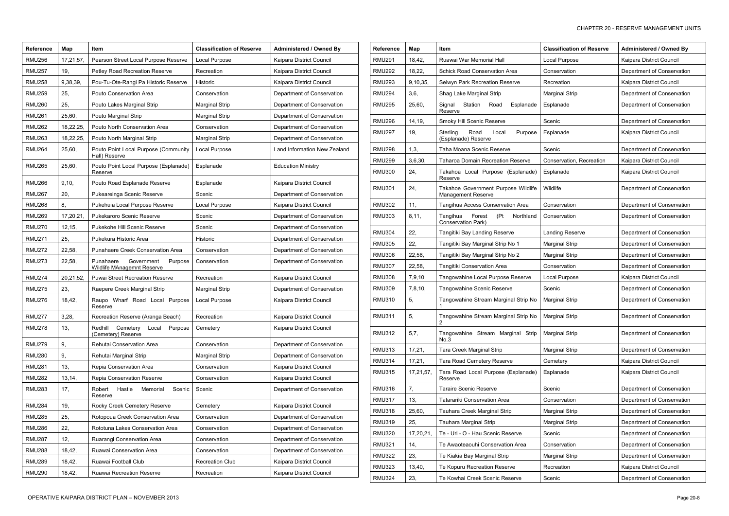| Reference | Map | Item | Classification of Reserve | Administered / Owned By |
|---|---|---|---|---|
| RMU256 | 17,21,57, | Pearson Street Local Purpose Reserve | Local Purpose | Kaipara District Council |
| RMU257 | 19, | Petley Road Recreation Reserve | Recreation | Kaipara District Council |
| RMU258 | 9,38,39, | Pou-Tu-Ote-Rangi Pa Historic Reserve | Historic | Kaipara District Council |
| RMU259 | 25, | Pouto Conservation Area | Conservation | Department of Conservation |
| RMU260 | 25, | Pouto Lakes Marginal Strip | Marginal Strip | Department of Conservation |
| RMU261 | 25,60, | Pouto Marginal Strip | Marginal Strip | Department of Conservation |
| RMU262 | 18,22,25, | Pouto North Conservation Area | Conservation | Department of Conservation |
| RMU263 | 18,22,25, | Pouto North Marginal Strip | Marginal Strip | Department of Conservation |
| RMU264 | 25,60, | Pouto Point Local Purpose (Community Hall) Reserve | Local Purpose | Land Information New Zealand |
| RMU265 | 25,60, | Pouto Point Local Purpose (Esplanade) Reserve | Esplanade | Education Ministry |
| RMU266 | 9,10, | Pouto Road Esplanade Reserve | Esplanade | Kaipara District Council |
| RMU267 | 20, | Pukeareinga Scenic Reserve | Scenic | Department of Conservation |
| RMU268 | 8, | Pukehuia Local Purpose Reserve | Local Purpose | Kaipara District Council |
| RMU269 | 17,20,21, | Pukekaroro Scenic Reserve | Scenic | Department of Conservation |
| RMU270 | 12,15, | Pukekohe Hill Scenic Reserve | Scenic | Department of Conservation |
| RMU271 | 25, | Pukekura Historic Area | Historic | Department of Conservation |
| RMU272 | 22,58, | Punahaere Creek Conservation Area | Conservation | Department of Conservation |
| RMU273 | 22,58, | Punahaere Government Purpose Wildlife MAnagemnt Reserve | Conservation | Department of Conservation |
| RMU274 | 20,21,52, | Puwai Street Recreation Reserve | Recreation | Kaipara District Council |
| RMU275 | 23, | Raepere Creek Marginal Strip | Marginal Strip | Department of Conservation |
| RMU276 | 18,42, | Raupo Wharf Road Local Purpose Reserve | Local Purpose | Kaipara District Council |
| RMU277 | 3,28, | Recreation Reserve (Aranga Beach) | Recreation | Kaipara District Council |
| RMU278 | 13, | Redhill Cemetery Local Purpose (Cemetery) Reserve | Cemetery | Kaipara District Council |
| RMU279 | 9, | Rehutai Conservation Area | Conservation | Department of Conservation |
| RMU280 | 9, | Rehutai Marginal Strip | Marginal Strip | Department of Conservation |
| RMU281 | 13, | Repia Conservation Area | Conservation | Kaipara District Council |
| RMU282 | 13,14, | Repia Conservation Reserve | Conservation | Kaipara District Council |
| RMU283 | 17, | Robert Hastie Memorial Scenic Reserve | Scenic | Department of Conservation |
| RMU284 | 19, | Rocky Creek Cemetery Reserve | Cemetery | Kaipara District Council |
| RMU285 | 25, | Rotopoua Creek Conservation Area | Conservation | Department of Conservation |
| RMU286 | 22, | Rototuna Lakes Conservation Area | Conservation | Department of Conservation |
| RMU287 | 12, | Ruarangi Conservation Area | Conservation | Department of Conservation |
| RMU288 | 18,42, | Ruawai Conservation Area | Conservation | Department of Conservation |
| RMU289 | 18,42, | Ruawai Football Club | Recreation Club | Kaipara District Council |
| RMU290 | 18,42, | Ruawai Recreation Reserve | Recreation | Kaipara District Council |
| RMU291 | 18,42, | Ruawai War Memorial Hall | Local Purpose | Kaipara District Council |
| RMU292 | 18,22, | Schick Road Conservation Area | Conservation | Department of Conservation |
| RMU293 | 9,10,35, | Selwyn Park Recreation Reserve | Recreation | Kaipara District Council |
| RMU294 | 3,6, | Shag Lake Marginal Strip | Marginal Strip | Department of Conservation |
| RMU295 | 25,60, | Signal Station Road Esplanade Reserve | Esplanade | Department of Conservation |
| RMU296 | 14,19, | Smoky Hill Scenic Reserve | Scenic | Department of Conservation |
| RMU297 | 19, | Sterling Road Local Purpose (Esplanade) Reserve | Esplanade | Kaipara District Council |
| RMU298 | 1,3, | Taha Moana Scenic Reserve | Scenic | Department of Conservation |
| RMU299 | 3,6,30, | Taharoa Domain Recreation Reserve | Conservation, Recreation | Kaipara District Council |
| RMU300 | 24, | Takahoa Local Purpose (Esplanade) Reserve | Esplanade | Kaipara District Council |
| RMU301 | 24, | Takahoe Government Purpose Wildlife Management Reserve | Wlidlife | Department of Conservation |
| RMU302 | 11, | Tangihua Access Conservation Area | Conservation | Department of Conservation |
| RMU303 | 8,11, | Tangihua Forest (Pt Northland Conservation Park) | Conservation | Department of Conservation |
| RMU304 | 22, | Tangitiki Bay Landing Reserve | Landing Reserve | Department of Conservation |
| RMU305 | 22, | Tangitiki Bay Marginal Strip No 1 | Marginal Strip | Department of Conservation |
| RMU306 | 22,58, | Tangitiki Bay Marginal Strip No 2 | Marginal Strip | Department of Conservation |
| RMU307 | 22,58, | Tangitiki Conservation Area | Conservation | Department of Conservation |
| RMU308 | 7,9,10 | Tangowahine Local Purpose Reserve | Local Purpose | Kaipara District Council |
| RMU309 | 7,8,10, | Tangowahine Scenic Reserve | Scenic | Department of Conservation |
| RMU310 | 5, | Tangowahine Stream Marginal Strip No 1 | Marginal Strip | Department of Conservation |
| RMU311 | 5, | Tangowahine Stream Marginal Strip No 2 | Marginal Strip | Department of Conservation |
| RMU312 | 5,7, | Tangowahine Stream Marginal Strip No.3 | Marginal Strip | Department of Conservation |
| RMU313 | 17,21, | Tara Creek Marginal Strip | Marginal Strip | Department of Conservation |
| RMU314 | 17,21, | Tara Road Cemetery Reserve | Cemetery | Kaipara District Council |
| RMU315 | 17,21,57, | Tara Road Local Purpose (Esplanade) Reserve | Esplanade | Kaipara District Council |
| RMU316 | 7, | Taraire Scenic Reserve | Scenic | Department of Conservation |
| RMU317 | 13, | Tatarariki Conservation Area | Conservation | Department of Conservation |
| RMU318 | 25,60, | Tauhara Creek Marginal Strip | Marginal Strip | Department of Conservation |
| RMU319 | 25, | Tauhara Marginal Strip | Marginal Strip | Department of Conservation |
| RMU320 | 17,20,21, | Te - Uri - O - Hau Scenic Reserve | Scenic | Department of Conservation |
| RMU321 | 14, | Te Awaoteaouhi Conservation Area | Conservation | Department of Conservation |
| RMU322 | 23, | Te Kiakia Bay Marginal Strip | Marginal Strip | Department of Conservation |
| RMU323 | 13,40, | Te Kopuru Recreation Reserve | Recreation | Kaipara District Council |
| RMU324 | 23, | Te Kowhai Creek Scenic Reserve | Scenic | Department of Conservation |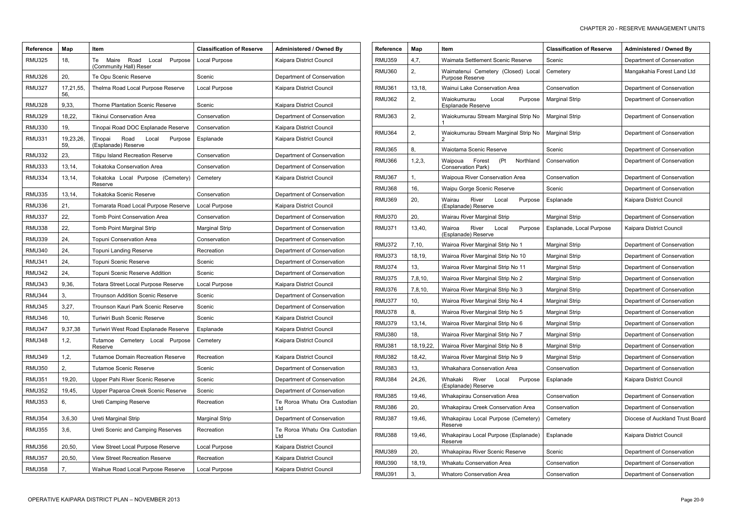| Reference | Map | Item | Classification of Reserve | Administered / Owned By |
|---|---|---|---|---|
| RMU325 | 18, | Te Maire Road Local Purpose (Community Hall) Reser | Local Purpose | Kaipara District Council |
| RMU326 | 20, | Te Opu Scenic Reserve | Scenic | Department of Conservation |
| RMU327 | 17,21,55, 56, | Thelma Road Local Purpose Reserve | Local Purpose | Kaipara District Council |
| RMU328 | 9,33, | Thorne Plantation Scenic Reserve | Scenic | Kaipara District Council |
| RMU329 | 18,22, | Tikinui Conservation Area | Conservation | Department of Conservation |
| RMU330 | 19, | Tinopai Road DOC Esplanade Reserve | Conservation | Kaipara District Council |
| RMU331 | 19,23,26, 59, | Tinopai Road Local Purpose (Esplanade) Reserve | Esplanade | Kaipara District Council |
| RMU332 | 23, | Titipu Island Recreation Reserve | Conservation | Department of Conservation |
| RMU333 | 13,14, | Tokatoka Conservation Area | Conservation | Department of Conservation |
| RMU334 | 13,14, | Tokatoka Local Purpose (Cemetery) Reserve | Cemetery | Kaipara District Council |
| RMU335 | 13,14, | Tokatoka Scenic Reserve | Conservation | Department of Conservation |
| RMU336 | 21, | Tomarata Road Local Purpose Reserve | Local Purpose | Kaipara District Council |
| RMU337 | 22, | Tomb Point Conservation Area | Conservation | Department of Conservation |
| RMU338 | 22, | Tomb Point Marginal Strip | Marginal Strip | Department of Conservation |
| RMU339 | 24, | Topuni Conservation Area | Conservation | Department of Conservation |
| RMU340 | 24, | Topuni Landing Reserve | Recreation | Department of Conservation |
| RMU341 | 24, | Topuni Scenic Reserve | Scenic | Department of Conservation |
| RMU342 | 24, | Topuni Scenic Reserve Addition | Scenic | Department of Conservation |
| RMU343 | 9,36, | Totara Street Local Purpose Reserve | Local Purpose | Kaipara District Council |
| RMU344 | 3, | Trounson Addition Scenic Reserve | Scenic | Department of Conservation |
| RMU345 | 3,27, | Trounson Kauri Park Scenic Reserve | Scenic | Department of Conservation |
| RMU346 | 10, | Turiwiri Bush Scenic Reserve | Scenic | Kaipara District Council |
| RMU347 | 9,37,38 | Turiwiri West Road Esplanade Reserve | Esplanade | Kaipara District Council |
| RMU348 | 1,2, | Tutamoe Cemetery Local Purpose Reserve | Cemetery | Kaipara District Council |
| RMU349 | 1,2, | Tutamoe Domain Recreation Reserve | Recreation | Kaipara District Council |
| RMU350 | 2, | Tutamoe Scenic Reserve | Scenic | Department of Conservation |
| RMU351 | 19,20, | Upper Pahi River Scenic Reserve | Scenic | Department of Conservation |
| RMU352 | 19,45, | Upper Paparoa Creek Scenic Reserve | Scenic | Department of Conservation |
| RMU353 | 6, | Ureti Camping Reserve | Recreation | Te Roroa Whatu Ora Custodian Ltd |
| RMU354 | 3,6,30 | Ureti Marginal Strip | Marginal Strip | Department of Conservation |
| RMU355 | 3,6, | Ureti Scenic and Camping Reserves | Recreation | Te Roroa Whatu Ora Custodian Ltd |
| RMU356 | 20,50, | View Street Local Purpose Reserve | Local Purpose | Kaipara District Council |
| RMU357 | 20,50, | View Street Recreation Reserve | Recreation | Kaipara District Council |
| RMU358 | 7, | Waihue Road Local Purpose Reserve | Local Purpose | Kaipara District Council |
| RMU359 | 4,7, | Waimata Settlement Scenic Reserve | Scenic | Department of Conservation |
| RMU360 | 2, | Waimatenui Cemetery (Closed) Local Purpose Reserve | Cemetery | Mangakahia Forest Land Ltd |
| RMU361 | 13,18, | Wainui Lake Conservation Area | Conservation | Department of Conservation |
| RMU362 | 2, | Waiokumurau Local Purpose Esplanade Reserve | Marginal Strip | Department of Conservation |
| RMU363 | 2, | Waiokumurau Stream Marginal Strip No 1 | Marginal Strip | Department of Conservation |
| RMU364 | 2, | Waiokumurau Stream Marginal Strip No 2 | Marginal Strip | Department of Conservation |
| RMU365 | 8, | Waiotama Scenic Reserve | Scenic | Department of Conservation |
| RMU366 | 1,2,3, | Waipoua Forest (Pt Northland Conservation Park) | Conservation | Department of Conservation |
| RMU367 | 1, | Waipoua River Conservation Area | Conservation | Department of Conservation |
| RMU368 | 16, | Waipu Gorge Scenic Reserve | Scenic | Department of Conservation |
| RMU369 | 20, | Wairau River Local Purpose (Esplanade) Reserve | Esplanade | Kaipara District Council |
| RMU370 | 20, | Wairau River Marginal Strip | Marginal Strip | Department of Conservation |
| RMU371 | 13,40, | Wairoa River Local Purpose (Esplanade) Reserve | Esplanade, Local Purpose | Kaipara District Council |
| RMU372 | 7,10, | Wairoa River Marginal Strip No 1 | Marginal Strip | Department of Conservation |
| RMU373 | 18,19, | Wairoa River Marginal Strip No 10 | Marginal Strip | Department of Conservation |
| RMU374 | 13, | Wairoa River Marginal Strip No 11 | Marginal Strip | Department of Conservation |
| RMU375 | 7,8,10, | Wairoa River Marginal Strip No 2 | Marginal Strip | Department of Conservation |
| RMU376 | 7,8,10, | Wairoa River Marginal Strip No 3 | Marginal Strip | Department of Conservation |
| RMU377 | 10, | Wairoa River Marginal Strip No 4 | Marginal Strip | Department of Conservation |
| RMU378 | 8, | Wairoa River Marginal Strip No 5 | Marginal Strip | Department of Conservation |
| RMU379 | 13,14, | Wairoa River Marginal Strip No 6 | Marginal Strip | Department of Conservation |
| RMU380 | 18, | Wairoa River Marginal Strip No 7 | Marginal Strip | Department of Conservation |
| RMU381 | 18,19,22, | Wairoa River Marginal Strip No 8 | Marginal Strip | Department of Conservation |
| RMU382 | 18,42, | Wairoa River Marginal Strip No 9 | Marginal Strip | Department of Conservation |
| RMU383 | 13, | Whakahara Conservation Area | Conservation | Department of Conservation |
| RMU384 | 24,26, | Whakaki River Local Purpose (Esplanade) Reserve | Esplanade | Kaipara District Council |
| RMU385 | 19,46, | Whakapirau Conservation Area | Conservation | Department of Conservation |
| RMU386 | 20, | Whakapirau Creek Conservation Area | Conservation | Department of Conservation |
| RMU387 | 19,46, | Whakapirau Local Purpose (Cemetery) Reserve | Cemetery | Diocese of Auckland Trust Board |
| RMU388 | 19,46, | Whakapirau Local Purpose (Esplanade) Reserve | Esplanade | Kaipara District Council |
| RMU389 | 20, | Whakapirau River Scenic Reserve | Scenic | Department of Conservation |
| RMU390 | 18,19, | Whakatu Conservation Area | Conservation | Department of Conservation |
| RMU391 | 3, | Whatoro Conservation Area | Conservation | Department of Conservation |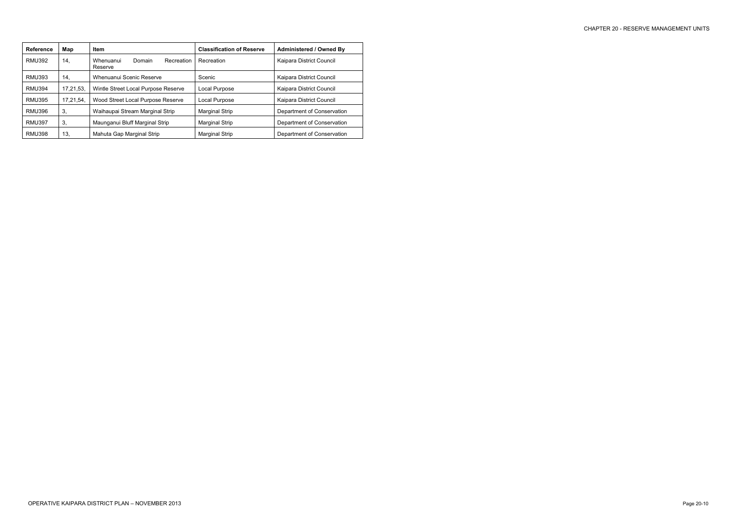| Reference | Map | Item | Classification of Reserve | Administered / Owned By |
|---|---|---|---|---|
| RMU392 | 14, | Whenuanui Domain Recreation Reserve | Recreation | Kaipara District Council |
| RMU393 | 14, | Whenuanui Scenic Reserve | Scenic | Kaipara District Council |
| RMU394 | 17,21,53, | Wintle Street Local Purpose Reserve | Local Purpose | Kaipara District Council |
| RMU395 | 17,21,54, | Wood Street Local Purpose Reserve | Local Purpose | Kaipara District Council |
| RMU396 | 3, | Waihaupai Stream Marginal Strip | Marginal Strip | Department of Conservation |
| RMU397 | 3, | Maunganui Bluff Marginal Strip | Marginal Strip | Department of Conservation |
| RMU398 | 13, | Mahuta Gap Marginal Strip | Marginal Strip | Department of Conservation |